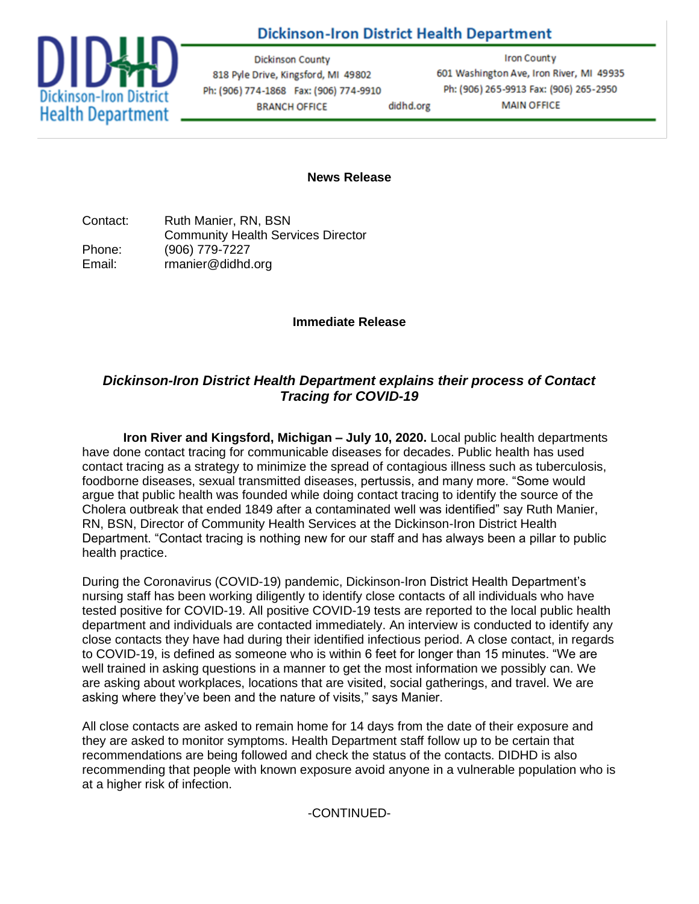# Dickinson-Iron District Health Department

Dickinson County
818 Pyle Drive, Kingsford, MI 49802
Ph: (906) 774-1868 Fax: (906) 774-9910
BRANCH OFFICE

didhd.org

Iron County
601 Washington Ave, Iron River, MI 49935
Ph: (906) 265-9913 Fax: (906) 265-2950
MAIN OFFICE

**News Release**

| | |
|---|---|
| Contact: | Ruth Manier, RN, BSN<br>Community Health Services Director |
| Phone: | (906) 779-7227 |
| Email: | rmanier@didhd.org |

**Immediate Release**

## *Dickinson-Iron District Health Department explains their process of Contact Tracing for COVID-19*

**Iron River and Kingsford, Michigan – July 10, 2020.** Local public health departments have done contact tracing for communicable diseases for decades. Public health has used contact tracing as a strategy to minimize the spread of contagious illness such as tuberculosis, foodborne diseases, sexual transmitted diseases, pertussis, and many more. "Some would argue that public health was founded while doing contact tracing to identify the source of the Cholera outbreak that ended 1849 after a contaminated well was identified" say Ruth Manier, RN, BSN, Director of Community Health Services at the Dickinson-Iron District Health Department. "Contact tracing is nothing new for our staff and has always been a pillar to public health practice.

During the Coronavirus (COVID-19) pandemic, Dickinson-Iron District Health Department's nursing staff has been working diligently to identify close contacts of all individuals who have tested positive for COVID-19. All positive COVID-19 tests are reported to the local public health department and individuals are contacted immediately. An interview is conducted to identify any close contacts they have had during their identified infectious period. A close contact, in regards to COVID-19, is defined as someone who is within 6 feet for longer than 15 minutes. "We are well trained in asking questions in a manner to get the most information we possibly can. We are asking about workplaces, locations that are visited, social gatherings, and travel. We are asking where they've been and the nature of visits," says Manier.

All close contacts are asked to remain home for 14 days from the date of their exposure and they are asked to monitor symptoms. Health Department staff follow up to be certain that recommendations are being followed and check the status of the contacts. DIDHD is also recommending that people with known exposure avoid anyone in a vulnerable population who is at a higher risk of infection.

-CONTINUED-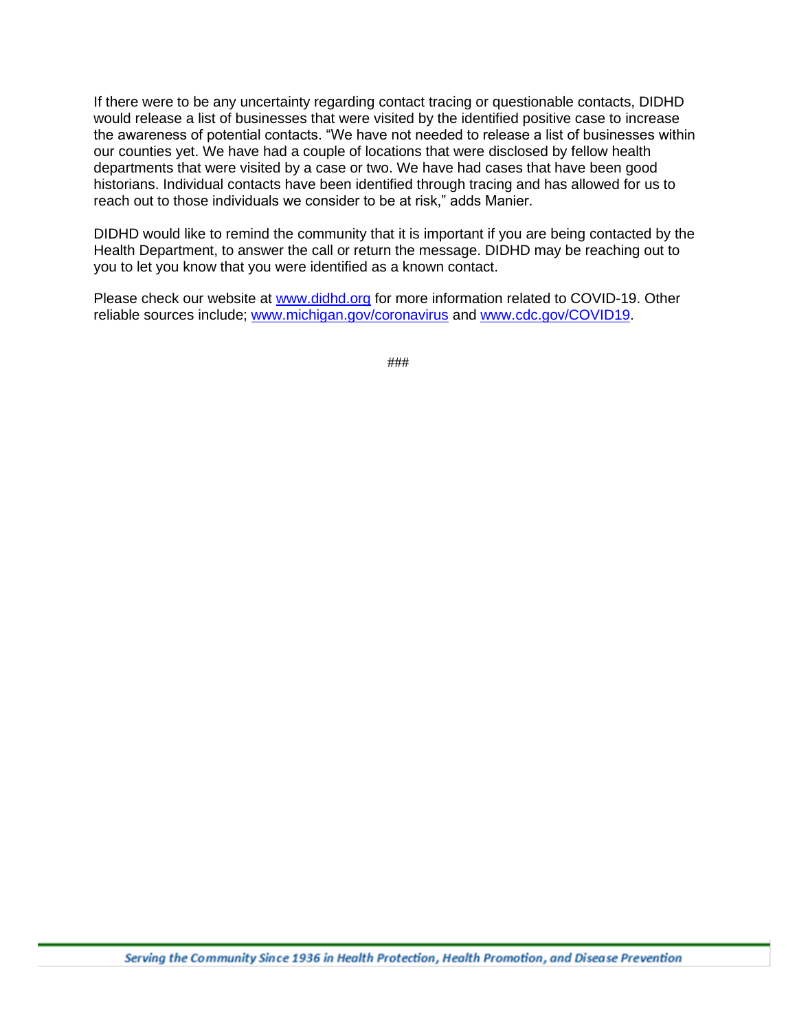If there were to be any uncertainty regarding contact tracing or questionable contacts, DIDHD would release a list of businesses that were visited by the identified positive case to increase the awareness of potential contacts. "We have not needed to release a list of businesses within our counties yet. We have had a couple of locations that were disclosed by fellow health departments that were visited by a case or two. We have had cases that have been good historians. Individual contacts have been identified through tracing and has allowed for us to reach out to those individuals we consider to be at risk," adds Manier.

DIDHD would like to remind the community that it is important if you are being contacted by the Health Department, to answer the call or return the message. DIDHD may be reaching out to you to let you know that you were identified as a known contact.

Please check our website at www.didhd.org for more information related to COVID-19. Other reliable sources include; www.michigan.gov/coronavirus and www.cdc.gov/COVID19.

###